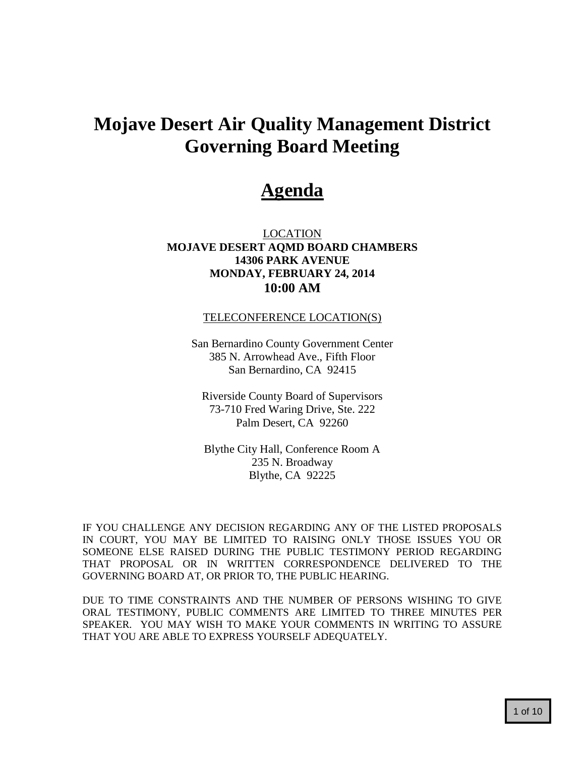# Mojave Desert Air Quality Management District Governing Board Meeting

# <u>Agenda</u>

<u>LOCATION</u>

**MOJAVE DESERT AQMD BOARD CHAMBERS**
**14306 PARK AVENUE**
**MONDAY, FEBRUARY 24, 2014**
**10:00 AM**

<u>TELECONFERENCE LOCATION(S)</u>

San Bernardino County Government Center
385 N. Arrowhead Ave., Fifth Floor
San Bernardino, CA 92415

Riverside County Board of Supervisors
73-710 Fred Waring Drive, Ste. 222
Palm Desert, CA 92260

Blythe City Hall, Conference Room A
235 N. Broadway
Blythe, CA 92225

IF YOU CHALLENGE ANY DECISION REGARDING ANY OF THE LISTED PROPOSALS IN COURT, YOU MAY BE LIMITED TO RAISING ONLY THOSE ISSUES YOU OR SOMEONE ELSE RAISED DURING THE PUBLIC TESTIMONY PERIOD REGARDING THAT PROPOSAL OR IN WRITTEN CORRESPONDENCE DELIVERED TO THE GOVERNING BOARD AT, OR PRIOR TO, THE PUBLIC HEARING.

DUE TO TIME CONSTRAINTS AND THE NUMBER OF PERSONS WISHING TO GIVE ORAL TESTIMONY, PUBLIC COMMENTS ARE LIMITED TO THREE MINUTES PER SPEAKER. YOU MAY WISH TO MAKE YOUR COMMENTS IN WRITING TO ASSURE THAT YOU ARE ABLE TO EXPRESS YOURSELF ADEQUATELY.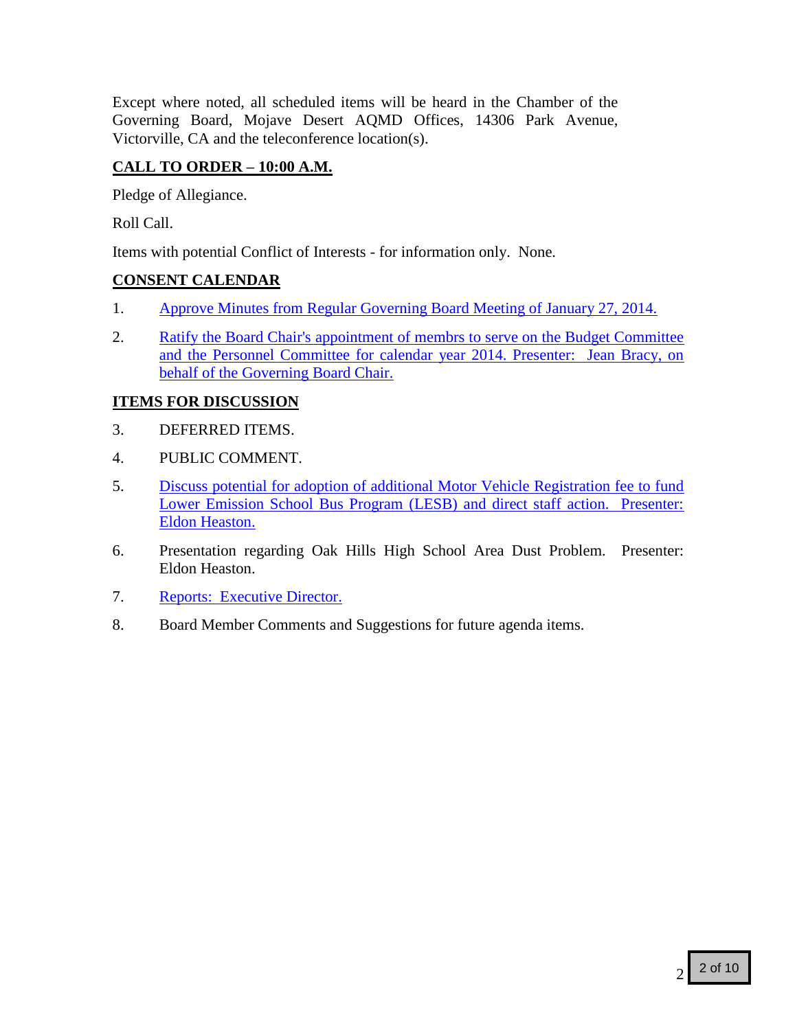Except where noted, all scheduled items will be heard in the Chamber of the Governing Board, Mojave Desert AQMD Offices, 14306 Park Avenue, Victorville, CA and the teleconference location(s).

**CALL TO ORDER – 10:00 A.M.**

Pledge of Allegiance.

Roll Call.

Items with potential Conflict of Interests - for information only. None.

**CONSENT CALENDAR**

1. Approve Minutes from Regular Governing Board Meeting of January 27, 2014.

2. Ratify the Board Chair's appointment of membrs to serve on the Budget Committee and the Personnel Committee for calendar year 2014. Presenter: Jean Bracy, on behalf of the Governing Board Chair.

**ITEMS FOR DISCUSSION**

3. DEFERRED ITEMS.

4. PUBLIC COMMENT.

5. Discuss potential for adoption of additional Motor Vehicle Registration fee to fund Lower Emission School Bus Program (LESB) and direct staff action. Presenter: Eldon Heaston.

6. Presentation regarding Oak Hills High School Area Dust Problem. Presenter: Eldon Heaston.

7. Reports: Executive Director.

8. Board Member Comments and Suggestions for future agenda items.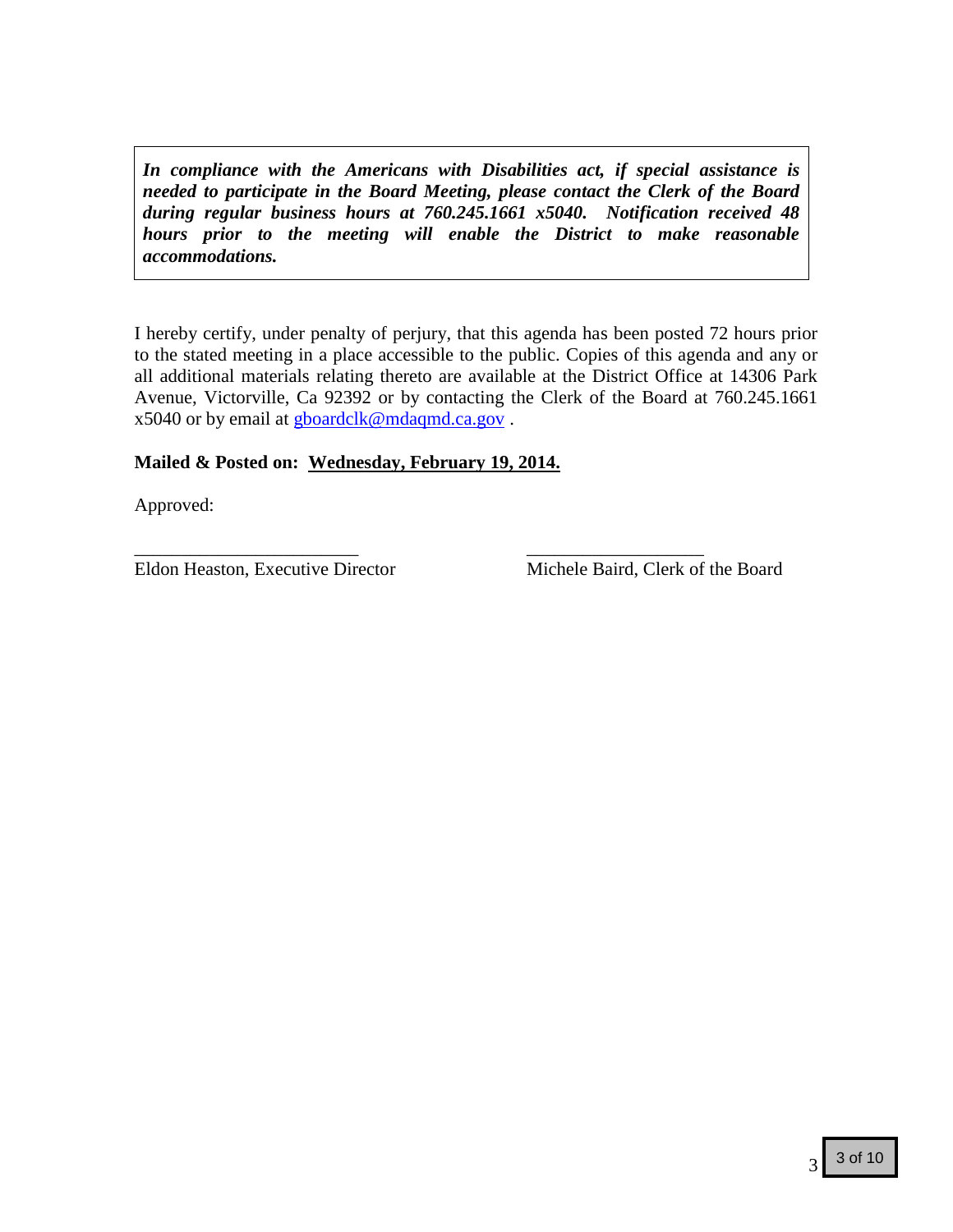***In compliance with the Americans with Disabilities act, if special assistance is needed to participate in the Board Meeting, please contact the Clerk of the Board during regular business hours at 760.245.1661 x5040. Notification received 48 hours prior to the meeting will enable the District to make reasonable accommodations.***

I hereby certify, under penalty of perjury, that this agenda has been posted 72 hours prior to the stated meeting in a place accessible to the public. Copies of this agenda and any or all additional materials relating thereto are available at the District Office at 14306 Park Avenue, Victorville, Ca 92392 or by contacting the Clerk of the Board at 760.245.1661 x5040 or by email at gboardclk@mdaqmd.ca.gov .

**Mailed & Posted on: Wednesday, February 19, 2014.**

Approved:

\_\_\_\_\_\_\_\_\_\_\_\_\_\_\_\_\_\_\_\_\_\_\_\_\_
Eldon Heaston, Executive Director

\_\_\_\_\_\_\_\_\_\_\_\_\_\_\_\_\_\_\_\_
Michele Baird, Clerk of the Board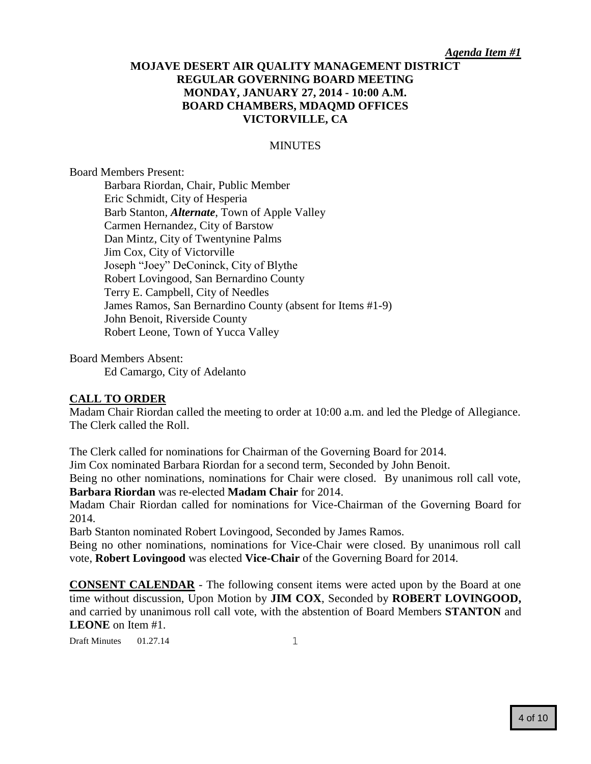*Agenda Item #1*

**MOJAVE DESERT AIR QUALITY MANAGEMENT DISTRICT**
**REGULAR GOVERNING BOARD MEETING**
**MONDAY, JANUARY 27, 2014 - 10:00 A.M.**
**BOARD CHAMBERS, MDAQMD OFFICES**
**VICTORVILLE, CA**

MINUTES

Board Members Present:

Barbara Riordan, Chair, Public Member
Eric Schmidt, City of Hesperia
Barb Stanton, ***Alternate***, Town of Apple Valley
Carmen Hernandez, City of Barstow
Dan Mintz, City of Twentynine Palms
Jim Cox, City of Victorville
Joseph "Joey" DeConinck, City of Blythe
Robert Lovingood, San Bernardino County
Terry E. Campbell, City of Needles
James Ramos, San Bernardino County (absent for Items #1-9)
John Benoit, Riverside County
Robert Leone, Town of Yucca Valley

Board Members Absent:

Ed Camargo, City of Adelanto

## CALL TO ORDER

Madam Chair Riordan called the meeting to order at 10:00 a.m. and led the Pledge of Allegiance. The Clerk called the Roll.

The Clerk called for nominations for Chairman of the Governing Board for 2014.

Jim Cox nominated Barbara Riordan for a second term, Seconded by John Benoit.

Being no other nominations, nominations for Chair were closed. By unanimous roll call vote, **Barbara Riordan** was re-elected **Madam Chair** for 2014.

Madam Chair Riordan called for nominations for Vice-Chairman of the Governing Board for 2014.

Barb Stanton nominated Robert Lovingood, Seconded by James Ramos.

Being no other nominations, nominations for Vice-Chair were closed. By unanimous roll call vote, **Robert Lovingood** was elected **Vice-Chair** of the Governing Board for 2014.

**CONSENT CALENDAR** - The following consent items were acted upon by the Board at one time without discussion, Upon Motion by **JIM COX**, Seconded by **ROBERT LOVINGOOD,** and carried by unanimous roll call vote, with the abstention of Board Members **STANTON** and **LEONE** on Item #1.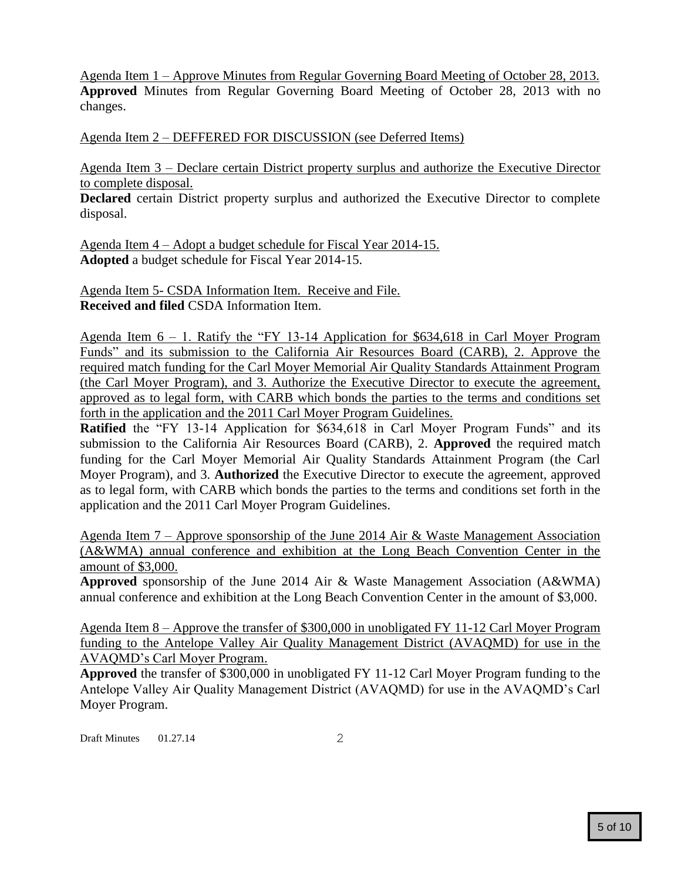Agenda Item 1 – Approve Minutes from Regular Governing Board Meeting of October 28, 2013.
**Approved** Minutes from Regular Governing Board Meeting of October 28, 2013 with no changes.

Agenda Item 2 – DEFFERED FOR DISCUSSION (see Deferred Items)

Agenda Item 3 – Declare certain District property surplus and authorize the Executive Director to complete disposal.
**Declared** certain District property surplus and authorized the Executive Director to complete disposal.

Agenda Item 4 – Adopt a budget schedule for Fiscal Year 2014-15.
**Adopted** a budget schedule for Fiscal Year 2014-15.

Agenda Item 5- CSDA Information Item. Receive and File.
**Received and filed** CSDA Information Item.

Agenda Item 6 – 1. Ratify the "FY 13-14 Application for $634,618 in Carl Moyer Program Funds" and its submission to the California Air Resources Board (CARB), 2. Approve the required match funding for the Carl Moyer Memorial Air Quality Standards Attainment Program (the Carl Moyer Program), and 3. Authorize the Executive Director to execute the agreement, approved as to legal form, with CARB which bonds the parties to the terms and conditions set forth in the application and the 2011 Carl Moyer Program Guidelines.
**Ratified** the "FY 13-14 Application for $634,618 in Carl Moyer Program Funds" and its submission to the California Air Resources Board (CARB), 2. **Approved** the required match funding for the Carl Moyer Memorial Air Quality Standards Attainment Program (the Carl Moyer Program), and 3. **Authorized** the Executive Director to execute the agreement, approved as to legal form, with CARB which bonds the parties to the terms and conditions set forth in the application and the 2011 Carl Moyer Program Guidelines.

Agenda Item 7 – Approve sponsorship of the June 2014 Air & Waste Management Association (A&WMA) annual conference and exhibition at the Long Beach Convention Center in the amount of $3,000.
**Approved** sponsorship of the June 2014 Air & Waste Management Association (A&WMA) annual conference and exhibition at the Long Beach Convention Center in the amount of $3,000.

Agenda Item 8 – Approve the transfer of $300,000 in unobligated FY 11-12 Carl Moyer Program funding to the Antelope Valley Air Quality Management District (AVAQMD) for use in the AVAQMD's Carl Moyer Program.
**Approved** the transfer of $300,000 in unobligated FY 11-12 Carl Moyer Program funding to the Antelope Valley Air Quality Management District (AVAQMD) for use in the AVAQMD's Carl Moyer Program.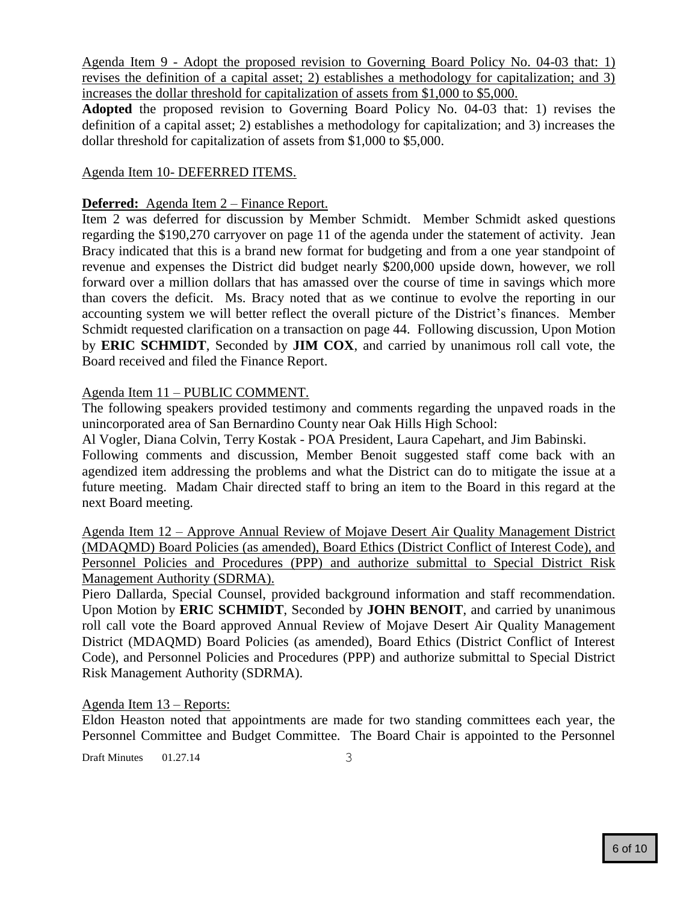Agenda Item 9 - Adopt the proposed revision to Governing Board Policy No. 04-03 that: 1) revises the definition of a capital asset; 2) establishes a methodology for capitalization; and 3) increases the dollar threshold for capitalization of assets from $1,000 to $5,000.

**Adopted** the proposed revision to Governing Board Policy No. 04-03 that: 1) revises the definition of a capital asset; 2) establishes a methodology for capitalization; and 3) increases the dollar threshold for capitalization of assets from $1,000 to $5,000.

Agenda Item 10- DEFERRED ITEMS.

**Deferred:** Agenda Item 2 – Finance Report.

Item 2 was deferred for discussion by Member Schmidt. Member Schmidt asked questions regarding the $190,270 carryover on page 11 of the agenda under the statement of activity. Jean Bracy indicated that this is a brand new format for budgeting and from a one year standpoint of revenue and expenses the District did budget nearly $200,000 upside down, however, we roll forward over a million dollars that has amassed over the course of time in savings which more than covers the deficit. Ms. Bracy noted that as we continue to evolve the reporting in our accounting system we will better reflect the overall picture of the District's finances. Member Schmidt requested clarification on a transaction on page 44. Following discussion, Upon Motion by **ERIC SCHMIDT**, Seconded by **JIM COX**, and carried by unanimous roll call vote, the Board received and filed the Finance Report.

Agenda Item 11 – PUBLIC COMMENT.

The following speakers provided testimony and comments regarding the unpaved roads in the unincorporated area of San Bernardino County near Oak Hills High School:

Al Vogler, Diana Colvin, Terry Kostak - POA President, Laura Capehart, and Jim Babinski.

Following comments and discussion, Member Benoit suggested staff come back with an agendized item addressing the problems and what the District can do to mitigate the issue at a future meeting. Madam Chair directed staff to bring an item to the Board in this regard at the next Board meeting.

Agenda Item 12 – Approve Annual Review of Mojave Desert Air Quality Management District (MDAQMD) Board Policies (as amended), Board Ethics (District Conflict of Interest Code), and Personnel Policies and Procedures (PPP) and authorize submittal to Special District Risk Management Authority (SDRMA).

Piero Dallarda, Special Counsel, provided background information and staff recommendation. Upon Motion by **ERIC SCHMIDT**, Seconded by **JOHN BENOIT**, and carried by unanimous roll call vote the Board approved Annual Review of Mojave Desert Air Quality Management District (MDAQMD) Board Policies (as amended), Board Ethics (District Conflict of Interest Code), and Personnel Policies and Procedures (PPP) and authorize submittal to Special District Risk Management Authority (SDRMA).

Agenda Item 13 – Reports:

Eldon Heaston noted that appointments are made for two standing committees each year, the Personnel Committee and Budget Committee. The Board Chair is appointed to the Personnel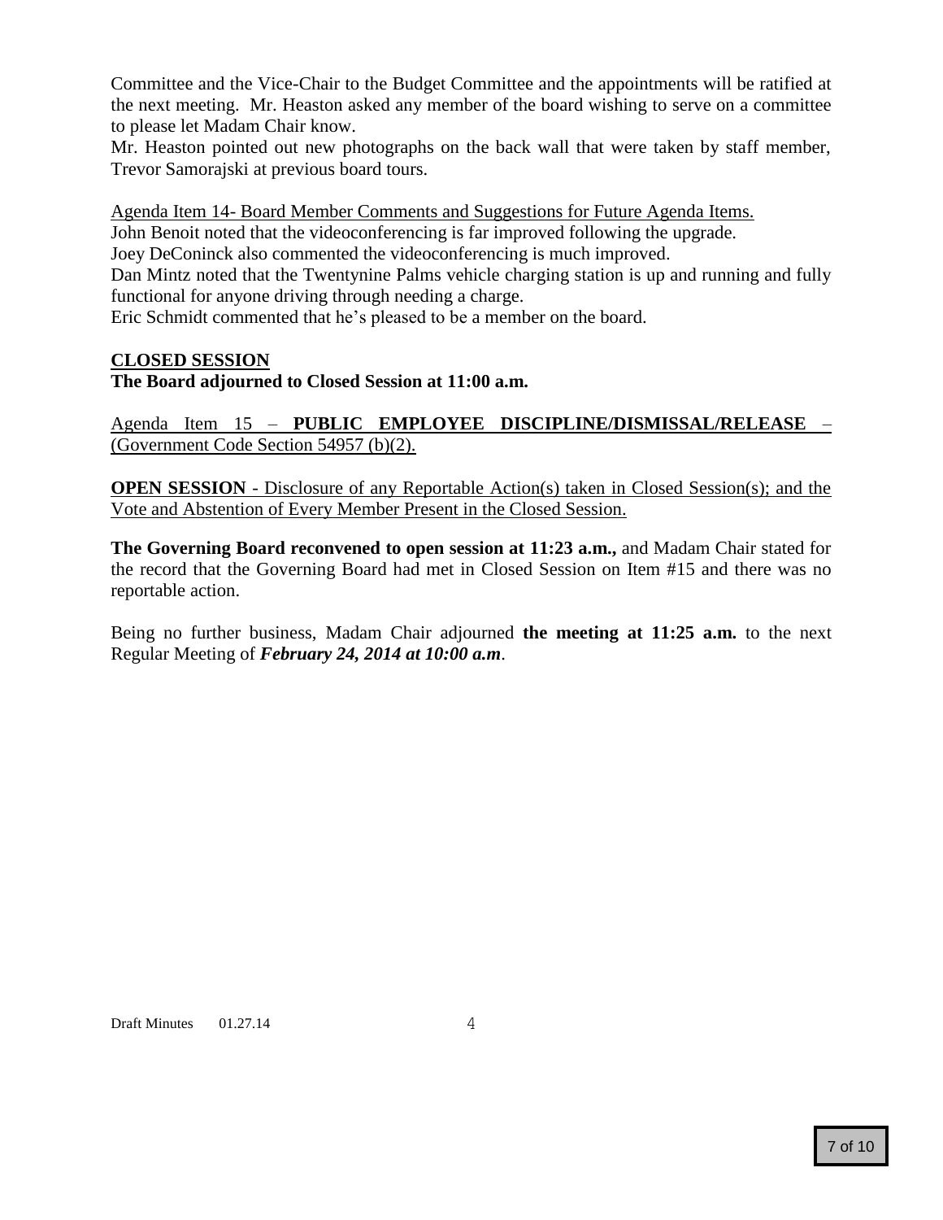Committee and the Vice-Chair to the Budget Committee and the appointments will be ratified at the next meeting. Mr. Heaston asked any member of the board wishing to serve on a committee to please let Madam Chair know.

Mr. Heaston pointed out new photographs on the back wall that were taken by staff member, Trevor Samorajski at previous board tours.

Agenda Item 14- Board Member Comments and Suggestions for Future Agenda Items.

John Benoit noted that the videoconferencing is far improved following the upgrade.

Joey DeConinck also commented the videoconferencing is much improved.

Dan Mintz noted that the Twentynine Palms vehicle charging station is up and running and fully functional for anyone driving through needing a charge.

Eric Schmidt commented that he's pleased to be a member on the board.

**CLOSED SESSION**

**The Board adjourned to Closed Session at 11:00 a.m.**

Agenda Item 15 – **PUBLIC EMPLOYEE DISCIPLINE/DISMISSAL/RELEASE** – (Government Code Section 54957 (b)(2).

**OPEN SESSION** - Disclosure of any Reportable Action(s) taken in Closed Session(s); and the Vote and Abstention of Every Member Present in the Closed Session.

**The Governing Board reconvened to open session at 11:23 a.m.,** and Madam Chair stated for the record that the Governing Board had met in Closed Session on Item #15 and there was no reportable action.

Being no further business, Madam Chair adjourned **the meeting at 11:25 a.m.** to the next Regular Meeting of ***February 24, 2014 at 10:00 a.m***.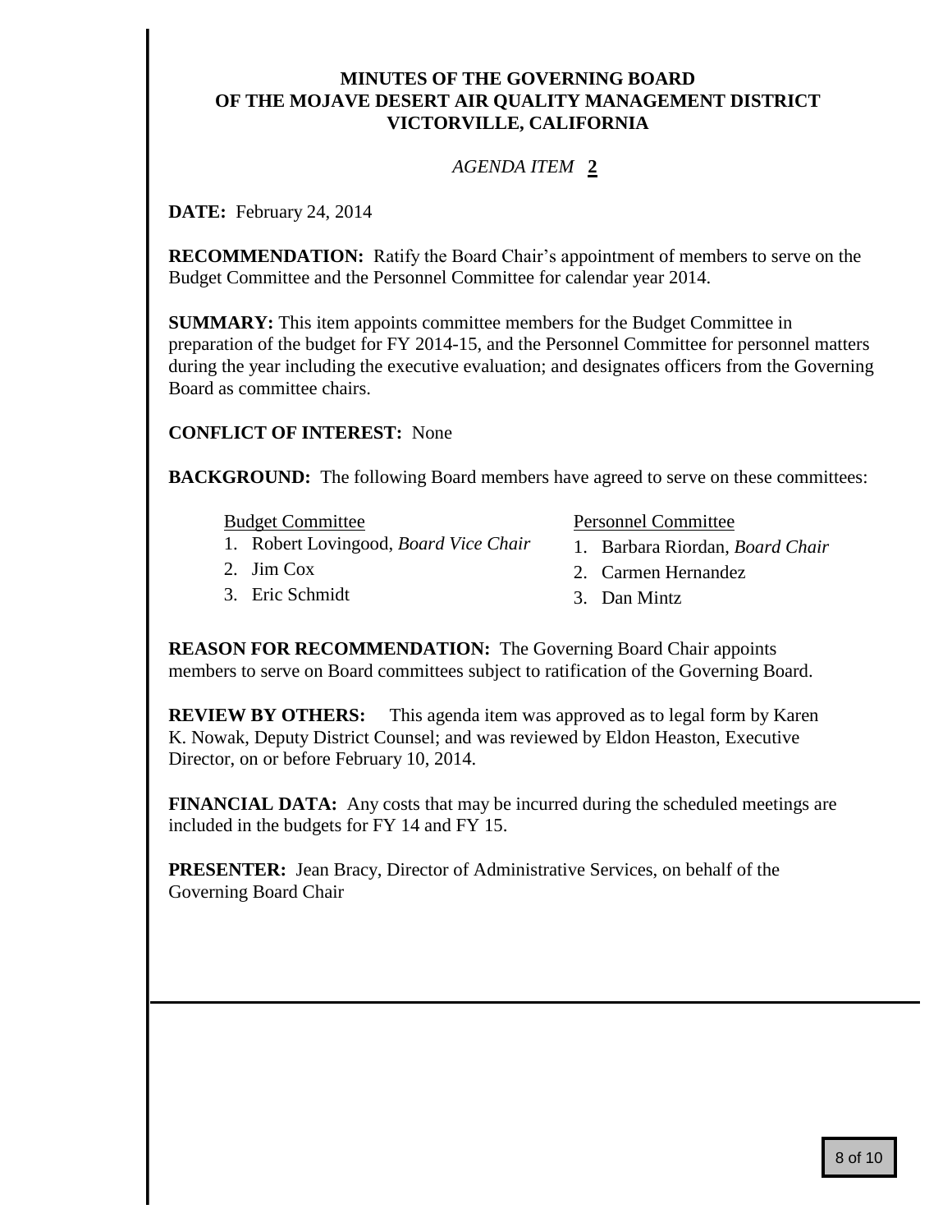# MINUTES OF THE GOVERNING BOARD OF THE MOJAVE DESERT AIR QUALITY MANAGEMENT DISTRICT VICTORVILLE, CALIFORNIA

*AGENDA ITEM* **2**

**DATE:** February 24, 2014

**RECOMMENDATION:** Ratify the Board Chair's appointment of members to serve on the Budget Committee and the Personnel Committee for calendar year 2014.

**SUMMARY:** This item appoints committee members for the Budget Committee in preparation of the budget for FY 2014-15, and the Personnel Committee for personnel matters during the year including the executive evaluation; and designates officers from the Governing Board as committee chairs.

**CONFLICT OF INTEREST:** None

**BACKGROUND:** The following Board members have agreed to serve on these committees:

Budget Committee

1. Robert Lovingood, *Board Vice Chair*
2. Jim Cox
3. Eric Schmidt

Personnel Committee

1. Barbara Riordan, *Board Chair*
2. Carmen Hernandez
3. Dan Mintz

**REASON FOR RECOMMENDATION:** The Governing Board Chair appoints members to serve on Board committees subject to ratification of the Governing Board.

**REVIEW BY OTHERS:** This agenda item was approved as to legal form by Karen K. Nowak, Deputy District Counsel; and was reviewed by Eldon Heaston, Executive Director, on or before February 10, 2014.

**FINANCIAL DATA:** Any costs that may be incurred during the scheduled meetings are included in the budgets for FY 14 and FY 15.

**PRESENTER:** Jean Bracy, Director of Administrative Services, on behalf of the Governing Board Chair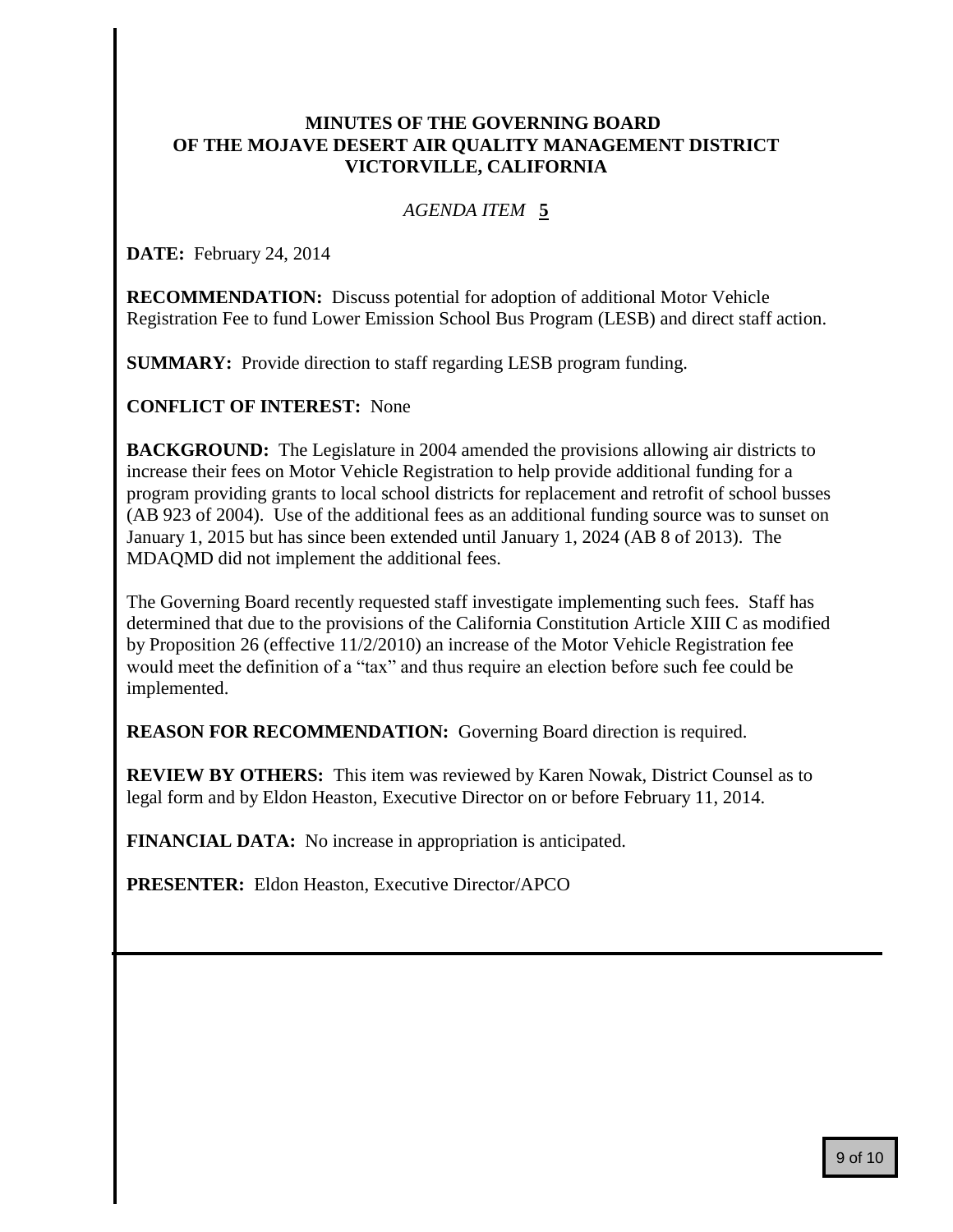**MINUTES OF THE GOVERNING BOARD**
**OF THE MOJAVE DESERT AIR QUALITY MANAGEMENT DISTRICT**
**VICTORVILLE, CALIFORNIA**

*AGENDA ITEM* **5**

**DATE:** February 24, 2014

**RECOMMENDATION:** Discuss potential for adoption of additional Motor Vehicle Registration Fee to fund Lower Emission School Bus Program (LESB) and direct staff action.

**SUMMARY:** Provide direction to staff regarding LESB program funding.

**CONFLICT OF INTEREST:** None

**BACKGROUND:** The Legislature in 2004 amended the provisions allowing air districts to increase their fees on Motor Vehicle Registration to help provide additional funding for a program providing grants to local school districts for replacement and retrofit of school busses (AB 923 of 2004). Use of the additional fees as an additional funding source was to sunset on January 1, 2015 but has since been extended until January 1, 2024 (AB 8 of 2013). The MDAQMD did not implement the additional fees.

The Governing Board recently requested staff investigate implementing such fees. Staff has determined that due to the provisions of the California Constitution Article XIII C as modified by Proposition 26 (effective 11/2/2010) an increase of the Motor Vehicle Registration fee would meet the definition of a "tax" and thus require an election before such fee could be implemented.

**REASON FOR RECOMMENDATION:** Governing Board direction is required.

**REVIEW BY OTHERS:** This item was reviewed by Karen Nowak, District Counsel as to legal form and by Eldon Heaston, Executive Director on or before February 11, 2014.

**FINANCIAL DATA:** No increase in appropriation is anticipated.

**PRESENTER:** Eldon Heaston, Executive Director/APCO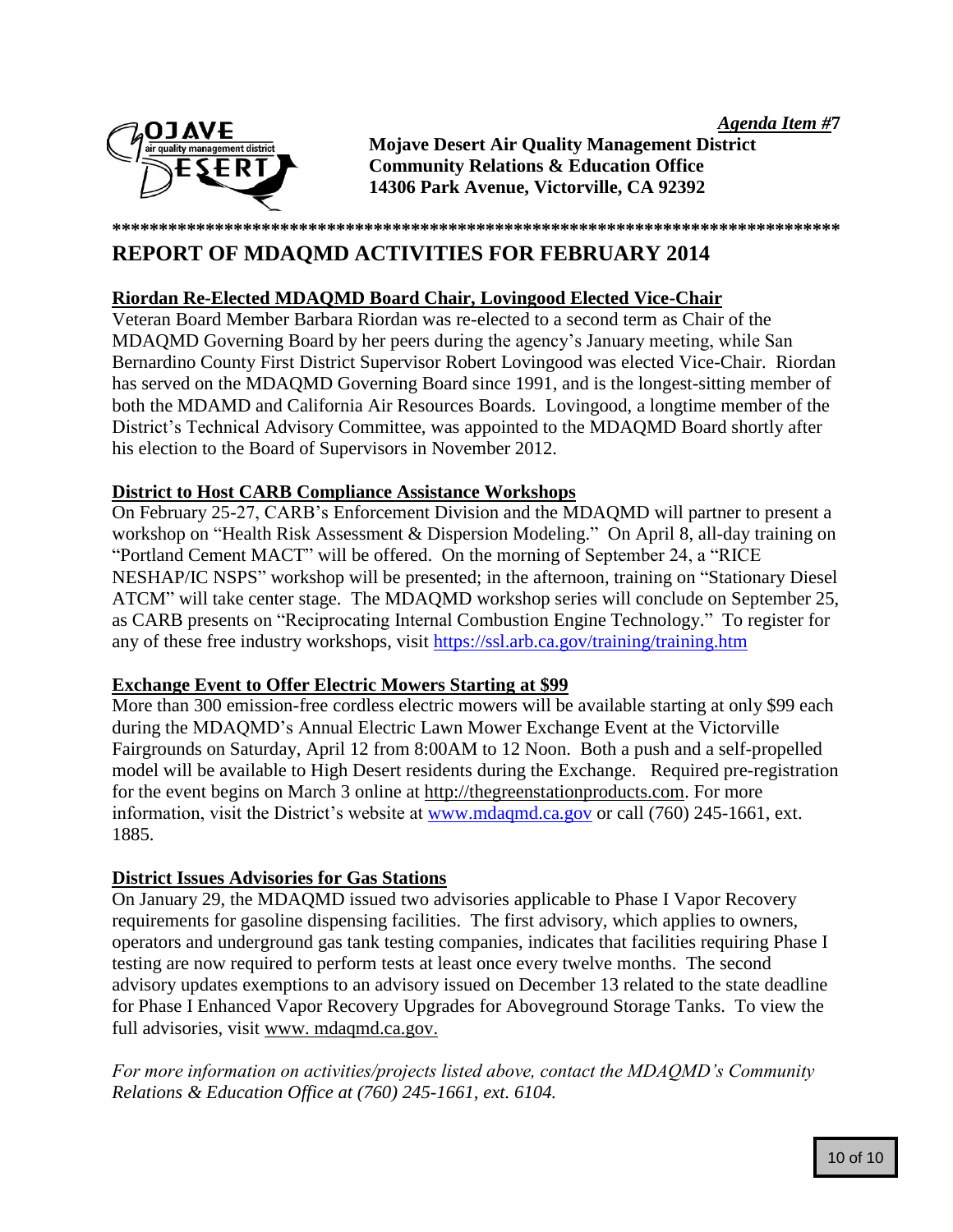*Agenda Item #7*

**Mojave Desert Air Quality Management District**
**Community Relations & Education Office**
**14306 Park Avenue, Victorville, CA 92392**

********************************************************************************

# REPORT OF MDAQMD ACTIVITIES FOR FEBRUARY 2014

**Riordan Re-Elected MDAQMD Board Chair, Lovingood Elected Vice-Chair**

Veteran Board Member Barbara Riordan was re-elected to a second term as Chair of the MDAQMD Governing Board by her peers during the agency's January meeting, while San Bernardino County First District Supervisor Robert Lovingood was elected Vice-Chair. Riordan has served on the MDAQMD Governing Board since 1991, and is the longest-sitting member of both the MDAMD and California Air Resources Boards. Lovingood, a longtime member of the District's Technical Advisory Committee, was appointed to the MDAQMD Board shortly after his election to the Board of Supervisors in November 2012.

**District to Host CARB Compliance Assistance Workshops**

On February 25-27, CARB's Enforcement Division and the MDAQMD will partner to present a workshop on "Health Risk Assessment & Dispersion Modeling." On April 8, all-day training on "Portland Cement MACT" will be offered. On the morning of September 24, a "RICE NESHAP/IC NSPS" workshop will be presented; in the afternoon, training on "Stationary Diesel ATCM" will take center stage. The MDAQMD workshop series will conclude on September 25, as CARB presents on "Reciprocating Internal Combustion Engine Technology." To register for any of these free industry workshops, visit https://ssl.arb.ca.gov/training/training.htm

**Exchange Event to Offer Electric Mowers Starting at $99**

More than 300 emission-free cordless electric mowers will be available starting at only $99 each during the MDAQMD's Annual Electric Lawn Mower Exchange Event at the Victorville Fairgrounds on Saturday, April 12 from 8:00AM to 12 Noon. Both a push and a self-propelled model will be available to High Desert residents during the Exchange. Required pre-registration for the event begins on March 3 online at http://thegreenstationproducts.com. For more information, visit the District's website at www.mdaqmd.ca.gov or call (760) 245-1661, ext. 1885.

**District Issues Advisories for Gas Stations**

On January 29, the MDAQMD issued two advisories applicable to Phase I Vapor Recovery requirements for gasoline dispensing facilities. The first advisory, which applies to owners, operators and underground gas tank testing companies, indicates that facilities requiring Phase I testing are now required to perform tests at least once every twelve months. The second advisory updates exemptions to an advisory issued on December 13 related to the state deadline for Phase I Enhanced Vapor Recovery Upgrades for Aboveground Storage Tanks. To view the full advisories, visit www. mdaqmd.ca.gov.

*For more information on activities/projects listed above, contact the MDAQMD's Community Relations & Education Office at (760) 245-1661, ext. 6104.*